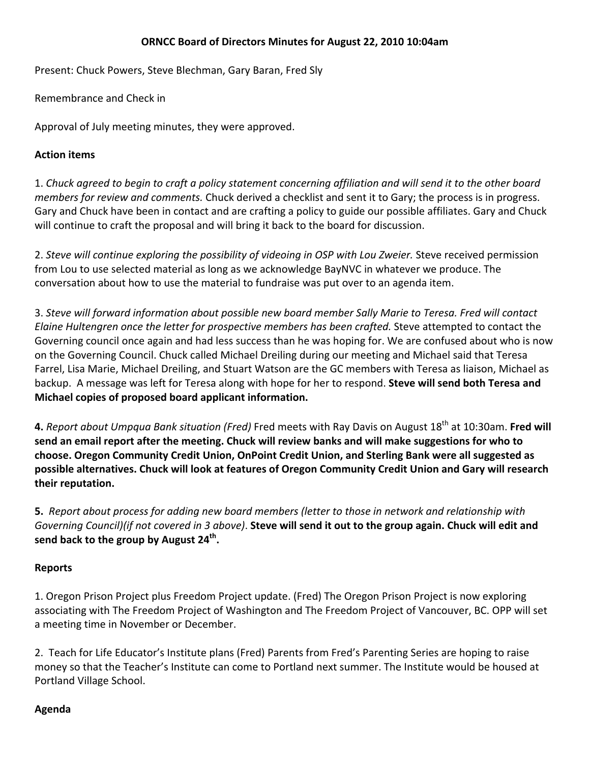# ORNCC Board of Directors Minutes for August 22, 2010 10:04am

Present: Chuck Powers, Steve Blechman, Gary Baran, Fred Sly

Remembrance and Check in

Approval of July meeting minutes, they were approved.

**Action items**

1. *Chuck agreed to begin to craft a policy statement concerning affiliation and will send it to the other board members for review and comments.* Chuck derived a checklist and sent it to Gary; the process is in progress. Gary and Chuck have been in contact and are crafting a policy to guide our possible affiliates. Gary and Chuck will continue to craft the proposal and will bring it back to the board for discussion.

2. *Steve will continue exploring the possibility of videoing in OSP with Lou Zweier.* Steve received permission from Lou to use selected material as long as we acknowledge BayNVC in whatever we produce. The conversation about how to use the material to fundraise was put over to an agenda item.

3. *Steve will forward information about possible new board member Sally Marie to Teresa. Fred will contact Elaine Hultengren once the letter for prospective members has been crafted.* Steve attempted to contact the Governing council once again and had less success than he was hoping for. We are confused about who is now on the Governing Council. Chuck called Michael Dreiling during our meeting and Michael said that Teresa Farrel, Lisa Marie, Michael Dreiling, and Stuart Watson are the GC members with Teresa as liaison, Michael as backup. A message was left for Teresa along with hope for her to respond. **Steve will send both Teresa and Michael copies of proposed board applicant information.**

**4.** *Report about Umpqua Bank situation (Fred)* Fred meets with Ray Davis on August 18th at 10:30am. **Fred will send an email report after the meeting. Chuck will review banks and will make suggestions for who to choose. Oregon Community Credit Union, OnPoint Credit Union, and Sterling Bank were all suggested as possible alternatives. Chuck will look at features of Oregon Community Credit Union and Gary will research their reputation.**

**5.** *Report about process for adding new board members (letter to those in network and relationship with Governing Council)(if not covered in 3 above)*. **Steve will send it out to the group again. Chuck will edit and send back to the group by August 24th.**

**Reports**

1. Oregon Prison Project plus Freedom Project update. (Fred) The Oregon Prison Project is now exploring associating with The Freedom Project of Washington and The Freedom Project of Vancouver, BC. OPP will set a meeting time in November or December.

2. Teach for Life Educator's Institute plans (Fred) Parents from Fred's Parenting Series are hoping to raise money so that the Teacher's Institute can come to Portland next summer. The Institute would be housed at Portland Village School.

**Agenda**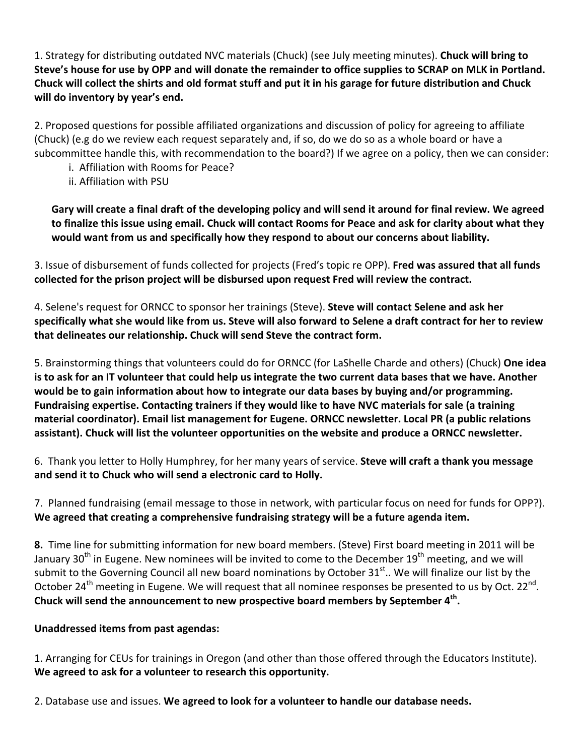1. Strategy for distributing outdated NVC materials (Chuck) (see July meeting minutes). **Chuck will bring to Steve's house for use by OPP and will donate the remainder to office supplies to SCRAP on MLK in Portland. Chuck will collect the shirts and old format stuff and put it in his garage for future distribution and Chuck will do inventory by year's end.**

2. Proposed questions for possible affiliated organizations and discussion of policy for agreeing to affiliate (Chuck) (e.g do we review each request separately and, if so, do we do so as a whole board or have a subcommittee handle this, with recommendation to the board?) If we agree on a policy, then we can consider:

   i. Affiliation with Rooms for Peace?
   ii. Affiliation with PSU

   **Gary will create a final draft of the developing policy and will send it around for final review. We agreed to finalize this issue using email. Chuck will contact Rooms for Peace and ask for clarity about what they would want from us and specifically how they respond to about our concerns about liability.**

3. Issue of disbursement of funds collected for projects (Fred's topic re OPP). **Fred was assured that all funds collected for the prison project will be disbursed upon request Fred will review the contract.**

4. Selene's request for ORNCC to sponsor her trainings (Steve). **Steve will contact Selene and ask her specifically what she would like from us. Steve will also forward to Selene a draft contract for her to review that delineates our relationship. Chuck will send Steve the contract form.**

5. Brainstorming things that volunteers could do for ORNCC (for LaShelle Charde and others) (Chuck) **One idea is to ask for an IT volunteer that could help us integrate the two current data bases that we have. Another would be to gain information about how to integrate our data bases by buying and/or programming. Fundraising expertise. Contacting trainers if they would like to have NVC materials for sale (a training material coordinator). Email list management for Eugene. ORNCC newsletter. Local PR (a public relations assistant). Chuck will list the volunteer opportunities on the website and produce a ORNCC newsletter.**

6. Thank you letter to Holly Humphrey, for her many years of service. **Steve will craft a thank you message and send it to Chuck who will send a electronic card to Holly.**

7. Planned fundraising (email message to those in network, with particular focus on need for funds for OPP?). **We agreed that creating a comprehensive fundraising strategy will be a future agenda item.**

**8.** Time line for submitting information for new board members. (Steve) First board meeting in 2011 will be January 30th in Eugene. New nominees will be invited to come to the December 19th meeting, and we will submit to the Governing Council all new board nominations by October 31st.. We will finalize our list by the October 24th meeting in Eugene. We will request that all nominee responses be presented to us by Oct. 22nd. **Chuck will send the announcement to new prospective board members by September 4th.**

**Unaddressed items from past agendas:**

1. Arranging for CEUs for trainings in Oregon (and other than those offered through the Educators Institute). **We agreed to ask for a volunteer to research this opportunity.**

2. Database use and issues. **We agreed to look for a volunteer to handle our database needs.**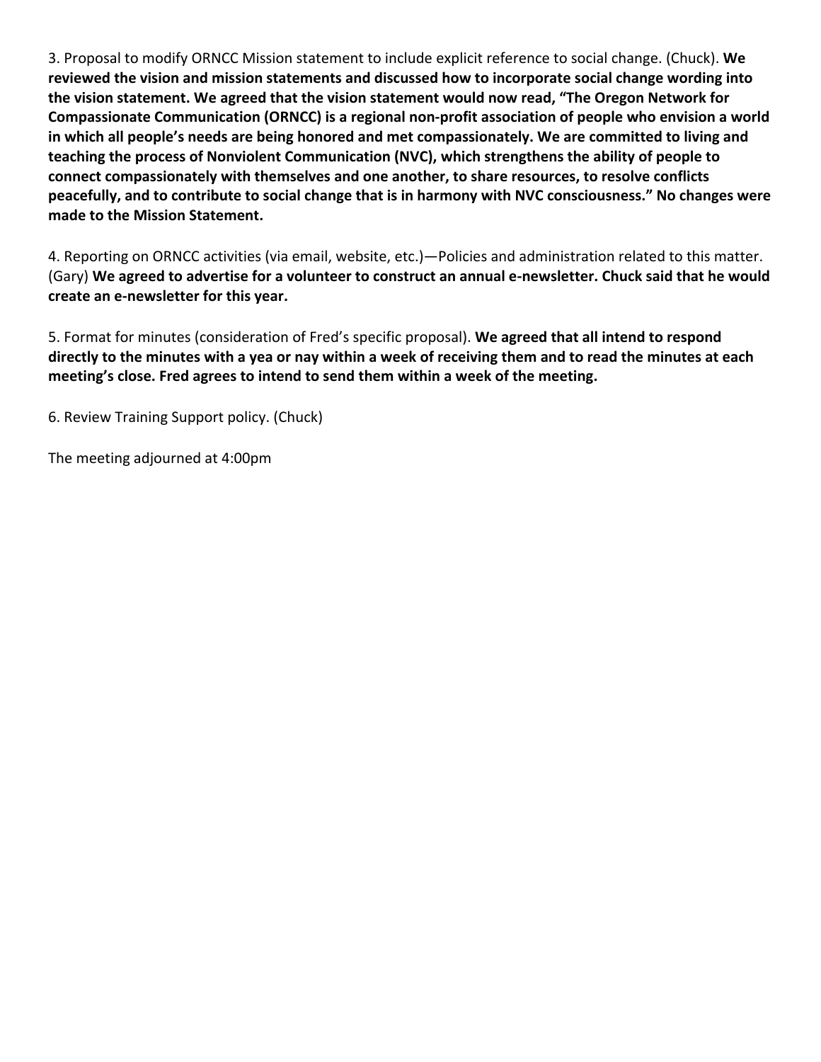3. Proposal to modify ORNCC Mission statement to include explicit reference to social change. (Chuck). **We reviewed the vision and mission statements and discussed how to incorporate social change wording into the vision statement. We agreed that the vision statement would now read, "The Oregon Network for Compassionate Communication (ORNCC) is a regional non-profit association of people who envision a world in which all people's needs are being honored and met compassionately. We are committed to living and teaching the process of Nonviolent Communication (NVC), which strengthens the ability of people to connect compassionately with themselves and one another, to share resources, to resolve conflicts peacefully, and to contribute to social change that is in harmony with NVC consciousness." No changes were made to the Mission Statement.**

4. Reporting on ORNCC activities (via email, website, etc.)—Policies and administration related to this matter. (Gary) **We agreed to advertise for a volunteer to construct an annual e-newsletter. Chuck said that he would create an e-newsletter for this year.**

5. Format for minutes (consideration of Fred's specific proposal). **We agreed that all intend to respond directly to the minutes with a yea or nay within a week of receiving them and to read the minutes at each meeting's close. Fred agrees to intend to send them within a week of the meeting.**

6. Review Training Support policy. (Chuck)

The meeting adjourned at 4:00pm